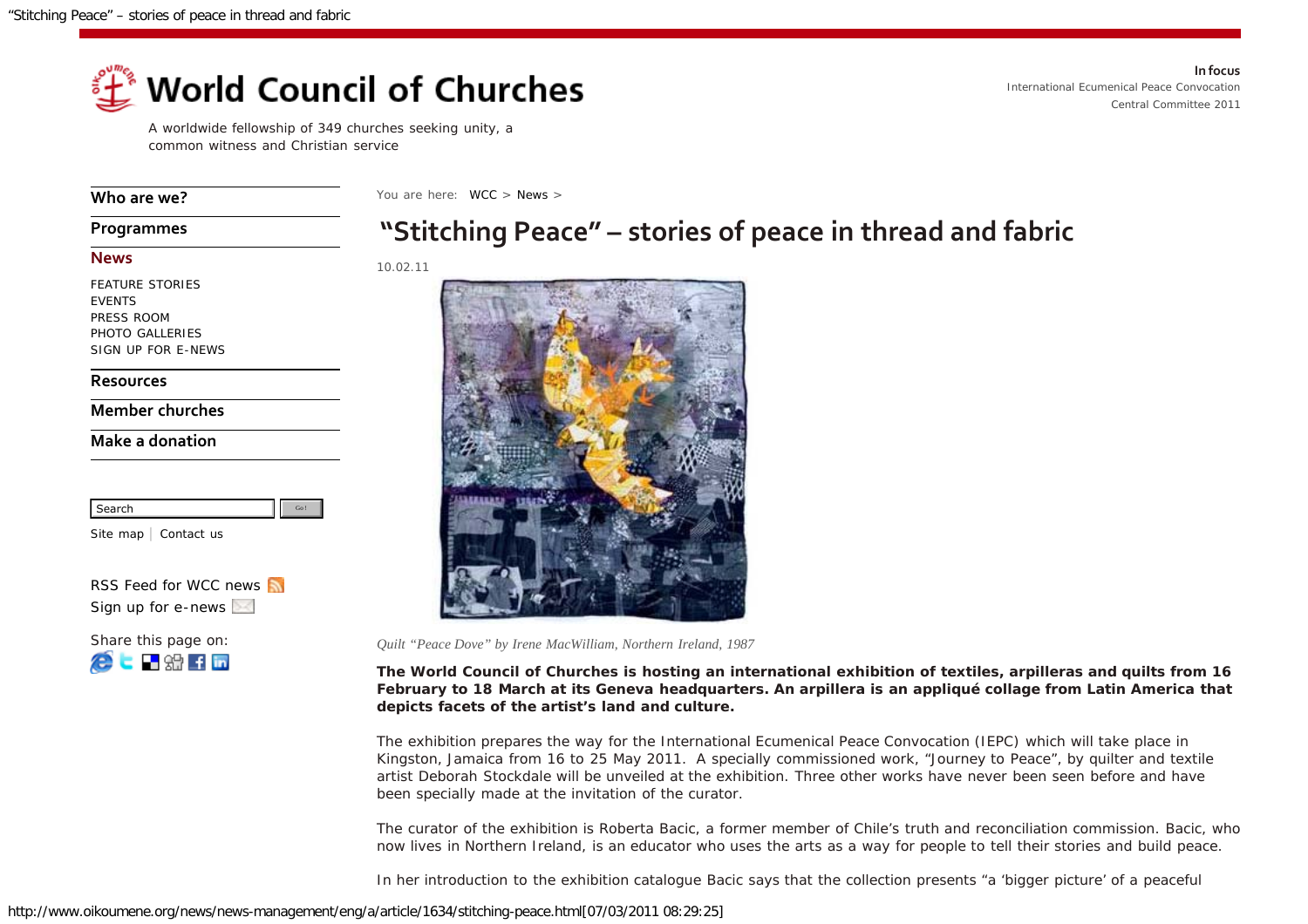# World Council of Churches

A worldwide fellowship of 349 churches seeking unity, a common witness and Christian service

**In focus**
International Ecumenical Peace Convocation
Central Committee 2011

- Who are we?
- Programmes
- News
  - FEATURE STORIES
  - EVENTS
  - PRESS ROOM
  - PHOTO GALLERIES
  - SIGN UP FOR E-NEWS
- Resources
- Member churches
- Make a donation

Search Go!

Site map | Contact us

RSS Feed for WCC news
Sign up for e-news

Share this page on:

You are here: WCC > News >

## “Stitching Peace” – stories of peace in thread and fabric

10.02.11

*Quilt “Peace Dove” by Irene MacWilliam, Northern Ireland, 1987*

**The World Council of Churches is hosting an international exhibition of textiles, arpilleras and quilts from 16 February to 18 March at its Geneva headquarters. An arpillera is an appliqué collage from Latin America that depicts facets of the artist’s land and culture.**

The exhibition prepares the way for the International Ecumenical Peace Convocation (IEPC) which will take place in Kingston, Jamaica from 16 to 25 May 2011. A specially commissioned work, “Journey to Peace”, by quilter and textile artist Deborah Stockdale will be unveiled at the exhibition. Three other works have never been seen before and have been specially made at the invitation of the curator.

The curator of the exhibition is Roberta Bacic, a former member of Chile’s truth and reconciliation commission. Bacic, who now lives in Northern Ireland, is an educator who uses the arts as a way for people to tell their stories and build peace.

In her introduction to the exhibition catalogue Bacic says that the collection presents “a ‘bigger picture’ of a peaceful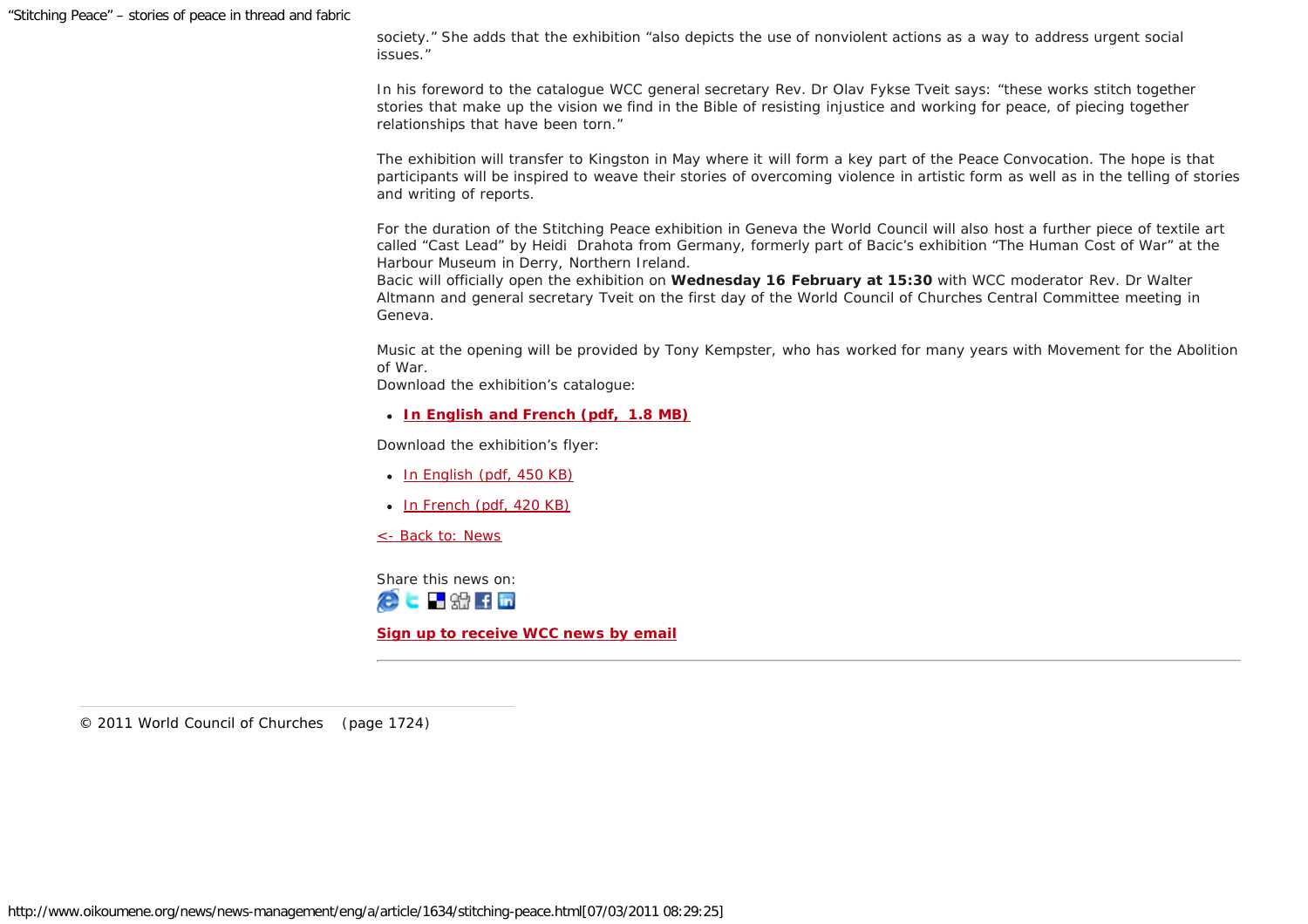society." She adds that the exhibition "also depicts the use of nonviolent actions as a way to address urgent social issues."

In his foreword to the catalogue WCC general secretary Rev. Dr Olav Fykse Tveit says: "these works stitch together stories that make up the vision we find in the Bible of resisting injustice and working for peace, of piecing together relationships that have been torn."

The exhibition will transfer to Kingston in May where it will form a key part of the Peace Convocation. The hope is that participants will be inspired to weave their stories of overcoming violence in artistic form as well as in the telling of stories and writing of reports.

For the duration of the Stitching Peace exhibition in Geneva the World Council will also host a further piece of textile art called "Cast Lead" by Heidi Drahota from Germany, formerly part of Bacic's exhibition "The Human Cost of War" at the Harbour Museum in Derry, Northern Ireland.
Bacic will officially open the exhibition on **Wednesday 16 February at 15:30** with WCC moderator Rev. Dr Walter Altmann and general secretary Tveit on the first day of the World Council of Churches Central Committee meeting in Geneva.

Music at the opening will be provided by Tony Kempster, who has worked for many years with Movement for the Abolition of War.
Download the exhibition's catalogue:

- **In English and French (pdf, 1.8 MB)**

Download the exhibition's flyer:

- In English (pdf, 450 KB)
- In French (pdf, 420 KB)

<- Back to: News

Share this news on:

**Sign up to receive WCC news by email**

---

© 2011 World Council of Churches (page 1724)